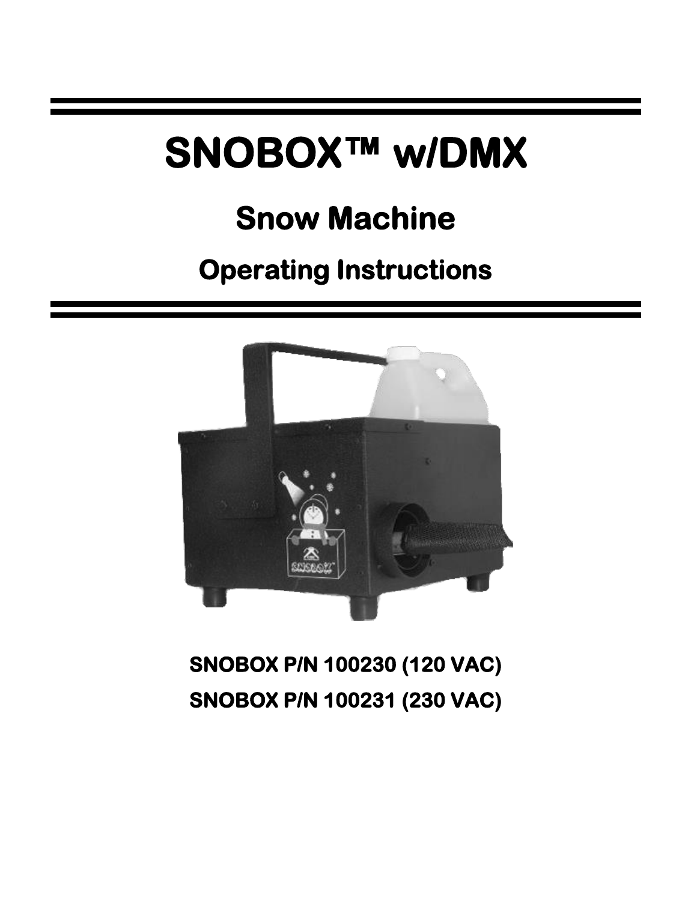# SNOBOX™ w/DMX

## Snow Machine

## Operating Instructions

**SNOBOX P/N 100230 (120 VAC)**

**SNOBOX P/N 100231 (230 VAC)**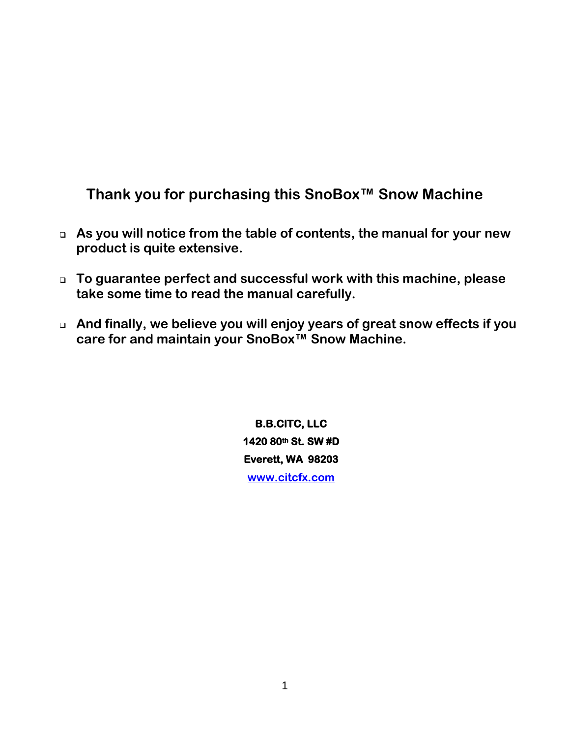## Thank you for purchasing this SnoBox™ Snow Machine

- **As you will notice from the table of contents, the manual for your new product is quite extensive.**
- **To guarantee perfect and successful work with this machine, please take some time to read the manual carefully.**
- **And finally, we believe you will enjoy years of great snow effects if you care for and maintain your SnoBox™ Snow Machine.**

**B.B.CITC, LLC**
**1420 80th St. SW #D**
**Everett, WA 98203**
**www.citcfx.com**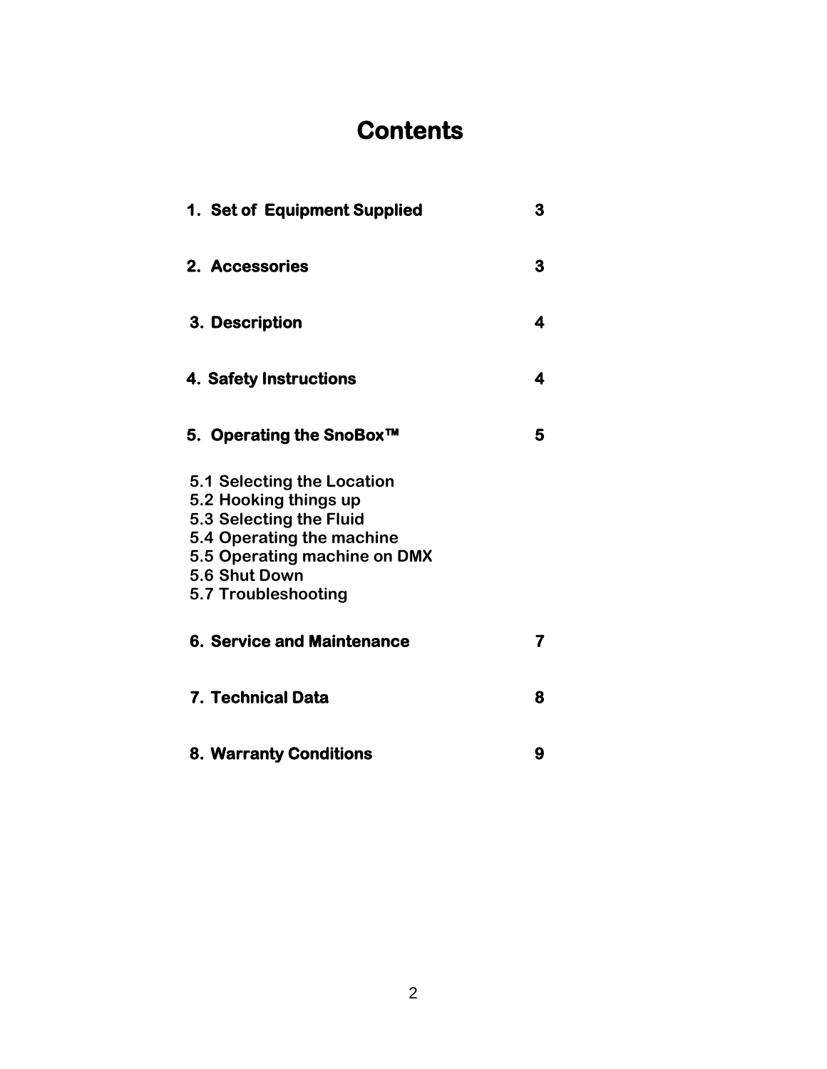# Contents

| | |
|---|---|
| **1. Set of Equipment Supplied** | **3** |
| **2. Accessories** | **3** |
| **3. Description** | **4** |
| **4. Safety Instructions** | **4** |
| **5. Operating the SnoBox™** | **5** |
| 5.1 Selecting the Location | |
| 5.2 Hooking things up | |
| 5.3 Selecting the Fluid | |
| 5.4 Operating the machine | |
| 5.5 Operating machine on DMX | |
| 5.6 Shut Down | |
| 5.7 Troubleshooting | |
| **6. Service and Maintenance** | **7** |
| **7. Technical Data** | **8** |
| **8. Warranty Conditions** | **9** |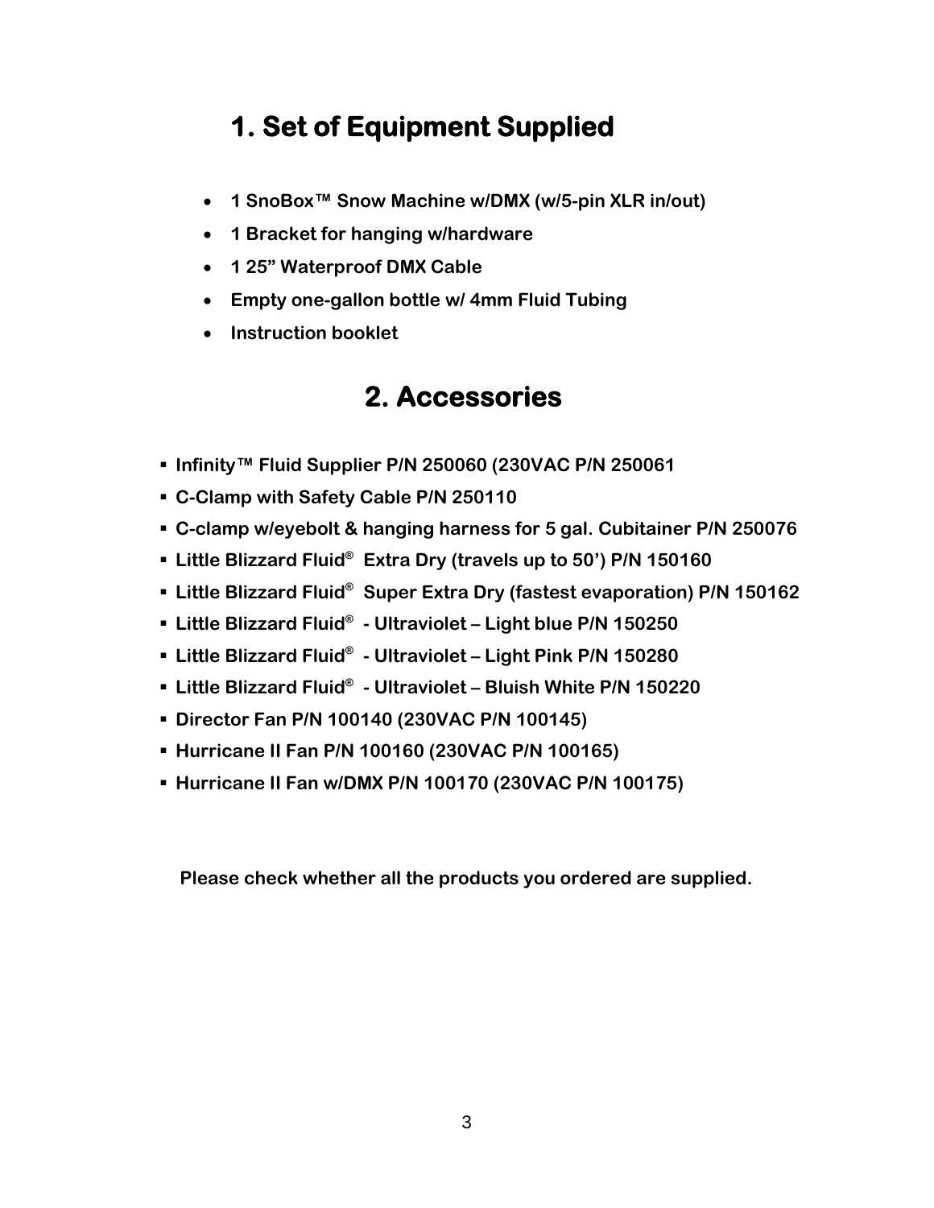# 1. Set of Equipment Supplied

- **1 SnoBox™ Snow Machine w/DMX (w/5-pin XLR in/out)**
- **1 Bracket for hanging w/hardware**
- **1 25" Waterproof DMX Cable**
- **Empty one-gallon bottle w/ 4mm Fluid Tubing**
- **Instruction booklet**

# 2. Accessories

- **Infinity™ Fluid Supplier P/N 250060 (230VAC P/N 250061**
- **C-Clamp with Safety Cable P/N 250110**
- **C-clamp w/eyebolt & hanging harness for 5 gal. Cubitainer P/N 250076**
- **Little Blizzard Fluid® Extra Dry (travels up to 50') P/N 150160**
- **Little Blizzard Fluid® Super Extra Dry (fastest evaporation) P/N 150162**
- **Little Blizzard Fluid® - Ultraviolet – Light blue P/N 150250**
- **Little Blizzard Fluid® - Ultraviolet – Light Pink P/N 150280**
- **Little Blizzard Fluid® - Ultraviolet – Bluish White P/N 150220**
- **Director Fan P/N 100140 (230VAC P/N 100145)**
- **Hurricane II Fan P/N 100160 (230VAC P/N 100165)**
- **Hurricane II Fan w/DMX P/N 100170 (230VAC P/N 100175)**

**Please check whether all the products you ordered are supplied.**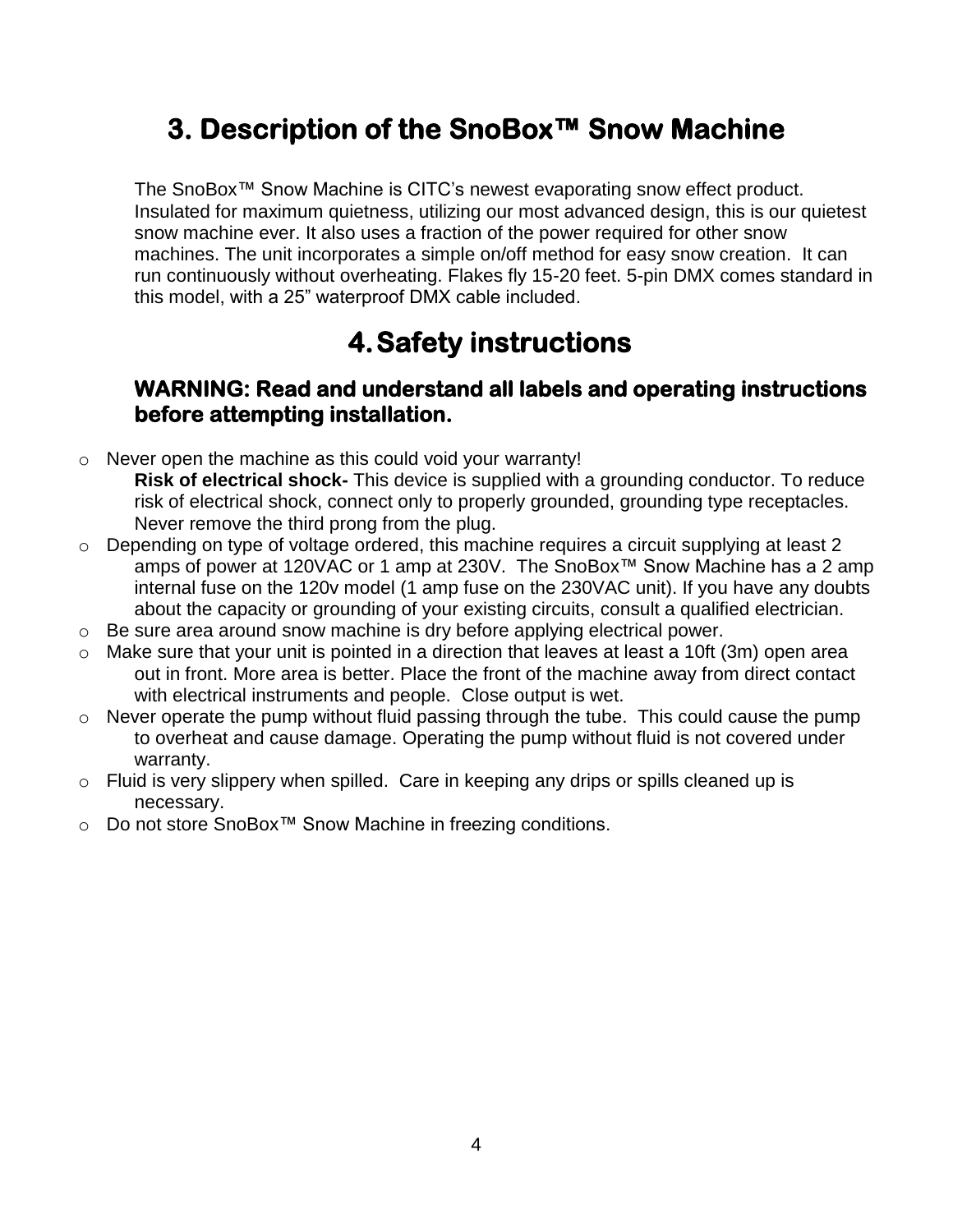# 3. Description of the SnoBox™ Snow Machine

The SnoBox™ Snow Machine is CITC's newest evaporating snow effect product. Insulated for maximum quietness, utilizing our most advanced design, this is our quietest snow machine ever. It also uses a fraction of the power required for other snow machines. The unit incorporates a simple on/off method for easy snow creation. It can run continuously without overheating. Flakes fly 15-20 feet. 5-pin DMX comes standard in this model, with a 25" waterproof DMX cable included.

# 4. Safety instructions

### WARNING: Read and understand all labels and operating instructions before attempting installation.

- Never open the machine as this could void your warranty!
  **Risk of electrical shock-** This device is supplied with a grounding conductor. To reduce risk of electrical shock, connect only to properly grounded, grounding type receptacles. Never remove the third prong from the plug.
- Depending on type of voltage ordered, this machine requires a circuit supplying at least 2 amps of power at 120VAC or 1 amp at 230V. The SnoBox™ Snow Machine has a 2 amp internal fuse on the 120v model (1 amp fuse on the 230VAC unit). If you have any doubts about the capacity or grounding of your existing circuits, consult a qualified electrician.
- Be sure area around snow machine is dry before applying electrical power.
- Make sure that your unit is pointed in a direction that leaves at least a 10ft (3m) open area out in front. More area is better. Place the front of the machine away from direct contact with electrical instruments and people. Close output is wet.
- Never operate the pump without fluid passing through the tube. This could cause the pump to overheat and cause damage. Operating the pump without fluid is not covered under warranty.
- Fluid is very slippery when spilled. Care in keeping any drips or spills cleaned up is necessary.
- Do not store SnoBox™ Snow Machine in freezing conditions.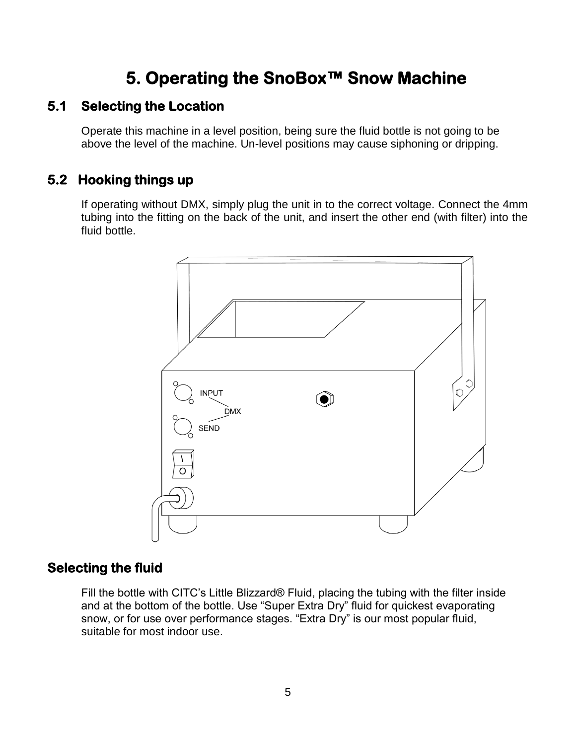# 5. Operating the SnoBox™ Snow Machine

## 5.1 Selecting the Location

Operate this machine in a level position, being sure the fluid bottle is not going to be above the level of the machine. Un-level positions may cause siphoning or dripping.

## 5.2 Hooking things up

If operating without DMX, simply plug the unit in to the correct voltage. Connect the 4mm tubing into the fitting on the back of the unit, and insert the other end (with filter) into the fluid bottle.

## Selecting the fluid

Fill the bottle with CITC's Little Blizzard® Fluid, placing the tubing with the filter inside and at the bottom of the bottle. Use "Super Extra Dry" fluid for quickest evaporating snow, or for use over performance stages. "Extra Dry" is our most popular fluid, suitable for most indoor use.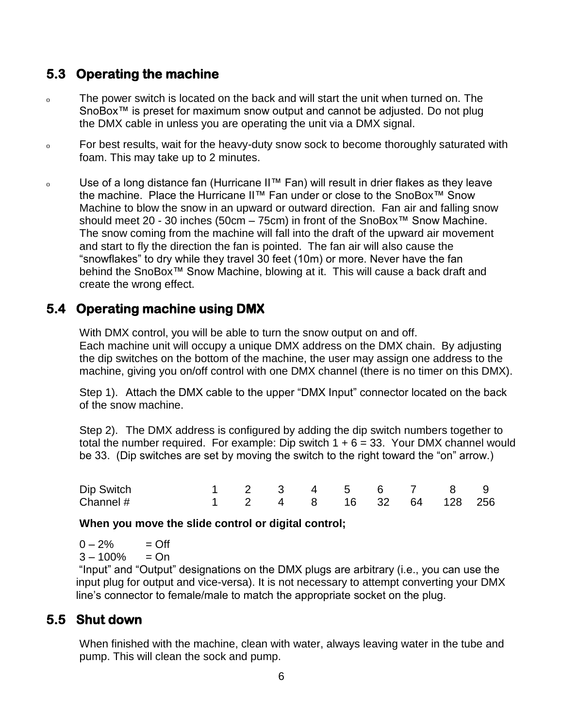## 5.3 Operating the machine

- The power switch is located on the back and will start the unit when turned on. The SnoBox™ is preset for maximum snow output and cannot be adjusted. Do not plug the DMX cable in unless you are operating the unit via a DMX signal.
- For best results, wait for the heavy-duty snow sock to become thoroughly saturated with foam. This may take up to 2 minutes.
- Use of a long distance fan (Hurricane II™ Fan) will result in drier flakes as they leave the machine. Place the Hurricane II™ Fan under or close to the SnoBox™ Snow Machine to blow the snow in an upward or outward direction. Fan air and falling snow should meet 20 - 30 inches (50cm – 75cm) in front of the SnoBox™ Snow Machine. The snow coming from the machine will fall into the draft of the upward air movement and start to fly the direction the fan is pointed. The fan air will also cause the "snowflakes" to dry while they travel 30 feet (10m) or more. Never have the fan behind the SnoBox™ Snow Machine, blowing at it. This will cause a back draft and create the wrong effect.

## 5.4 Operating machine using DMX

With DMX control, you will be able to turn the snow output on and off.
Each machine unit will occupy a unique DMX address on the DMX chain. By adjusting the dip switches on the bottom of the machine, the user may assign one address to the machine, giving you on/off control with one DMX channel (there is no timer on this DMX).

Step 1). Attach the DMX cable to the upper "DMX Input" connector located on the back of the snow machine.

Step 2). The DMX address is configured by adding the dip switch numbers together to total the number required. For example: Dip switch 1 + 6 = 33. Your DMX channel would be 33. (Dip switches are set by moving the switch to the right toward the "on" arrow.)

| Dip Switch | 1 | 2 | 3 | 4 | 5 | 6 | 7 | 8 | 9 |
|---|---|---|---|---|---|---|---|---|---|
| Channel # | 1 | 2 | 4 | 8 | 16 | 32 | 64 | 128 | 256 |

**When you move the slide control or digital control;**

0 – 2% = Off
3 – 100% = On

"Input" and "Output" designations on the DMX plugs are arbitrary (i.e., you can use the input plug for output and vice-versa). It is not necessary to attempt converting your DMX line's connector to female/male to match the appropriate socket on the plug.

## 5.5 Shut down

When finished with the machine, clean with water, always leaving water in the tube and pump. This will clean the sock and pump.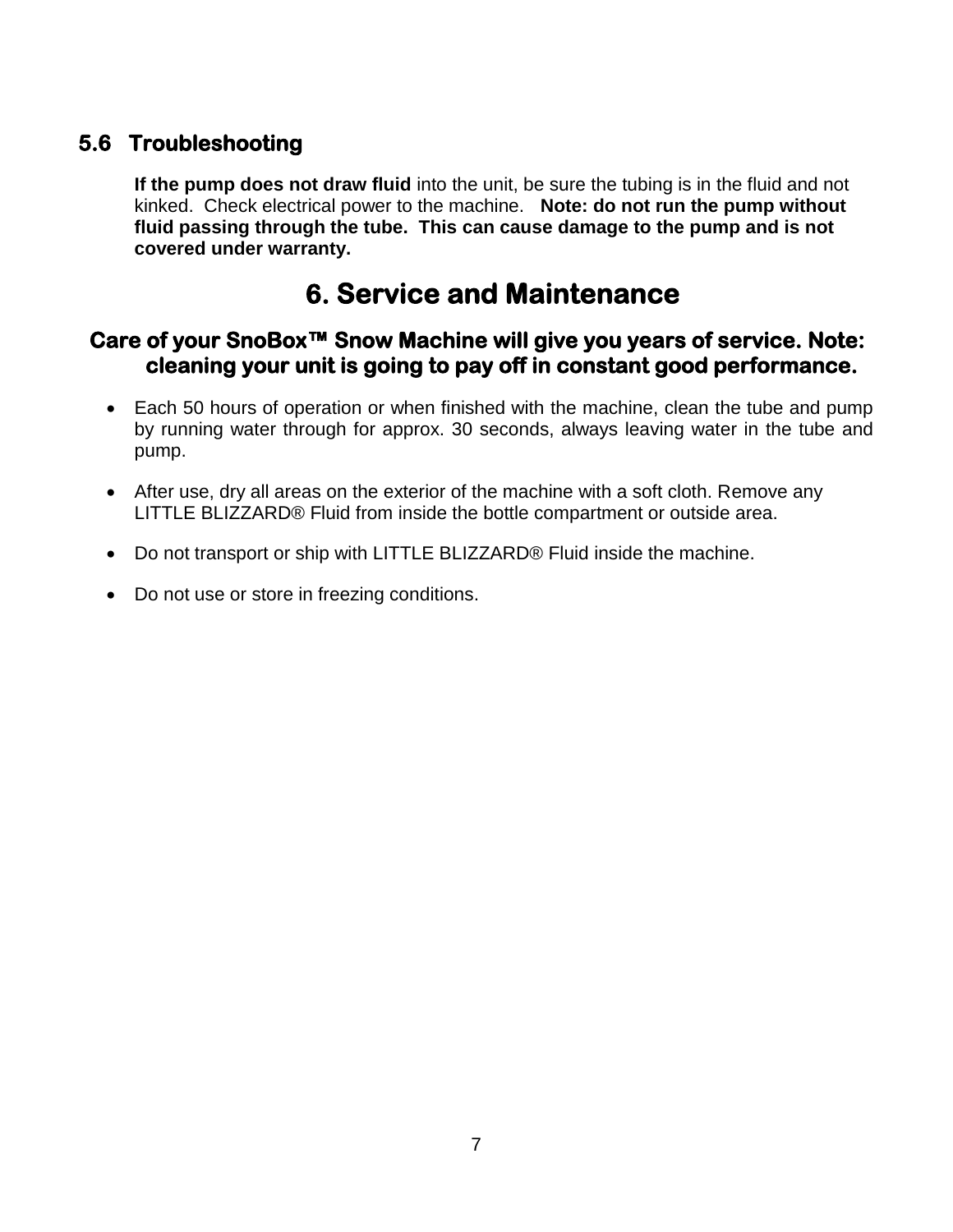### 5.6 Troubleshooting

**If the pump does not draw fluid** into the unit, be sure the tubing is in the fluid and not kinked. Check electrical power to the machine. **Note: do not run the pump without fluid passing through the tube. This can cause damage to the pump and is not covered under warranty.**

# 6. Service and Maintenance

**Care of your SnoBox™ Snow Machine will give you years of service. Note: cleaning your unit is going to pay off in constant good performance.**

- Each 50 hours of operation or when finished with the machine, clean the tube and pump by running water through for approx. 30 seconds, always leaving water in the tube and pump.
- After use, dry all areas on the exterior of the machine with a soft cloth. Remove any LITTLE BLIZZARD® Fluid from inside the bottle compartment or outside area.
- Do not transport or ship with LITTLE BLIZZARD® Fluid inside the machine.
- Do not use or store in freezing conditions.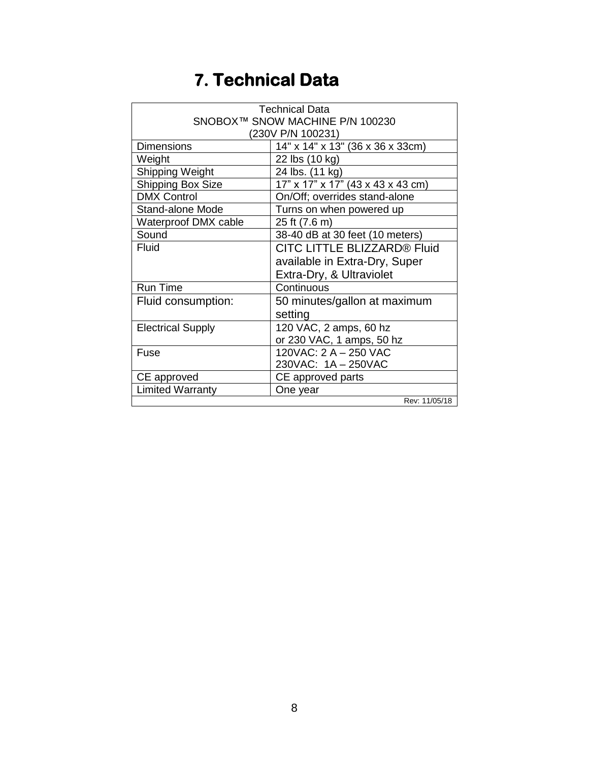# 7. Technical Data

| Technical Data<br>SNOBOX™ SNOW MACHINE P/N 100230<br>(230V P/N 100231) | |
|---|---|
| Dimensions | 14" x 14" x 13" (36 x 36 x 33cm) |
| Weight | 22 lbs (10 kg) |
| Shipping Weight | 24 lbs. (11 kg) |
| Shipping Box Size | 17” x 17” x 17” (43 x 43 x 43 cm) |
| DMX Control | On/Off; overrides stand-alone |
| Stand-alone Mode | Turns on when powered up |
| Waterproof DMX cable | 25 ft (7.6 m) |
| Sound | 38-40 dB at 30 feet (10 meters) |
| Fluid | CITC LITTLE BLIZZARD® Fluid available in Extra-Dry, Super Extra-Dry, & Ultraviolet |
| Run Time | Continuous |
| Fluid consumption: | 50 minutes/gallon at maximum setting |
| Electrical Supply | 120 VAC, 2 amps, 60 hz<br>or 230 VAC, 1 amps, 50 hz |
| Fuse | 120VAC: 2 A – 250 VAC<br>230VAC: 1A – 250VAC |
| CE approved | CE approved parts |
| Limited Warranty | One year |
| | Rev: 11/05/18 |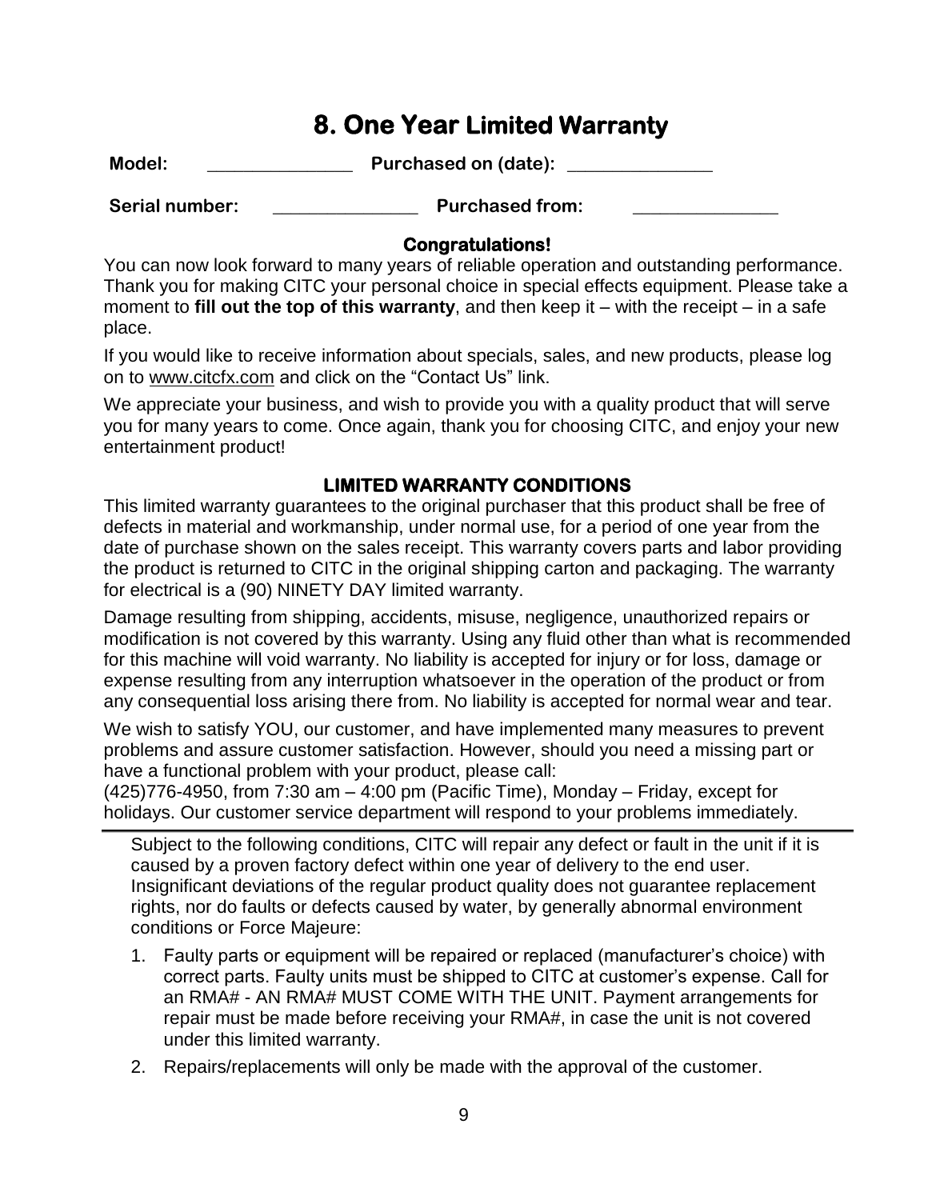## 8. One Year Limited Warranty

**Model:** _______________ **Purchased on (date):** _______________

**Serial number:** _______________ **Purchased from:** _______________

### Congratulations!

You can now look forward to many years of reliable operation and outstanding performance. Thank you for making CITC your personal choice in special effects equipment. Please take a moment to **fill out the top of this warranty**, and then keep it – with the receipt – in a safe place.

If you would like to receive information about specials, sales, and new products, please log on to www.citcfx.com and click on the "Contact Us" link.

We appreciate your business, and wish to provide you with a quality product that will serve you for many years to come. Once again, thank you for choosing CITC, and enjoy your new entertainment product!

### LIMITED WARRANTY CONDITIONS

This limited warranty guarantees to the original purchaser that this product shall be free of defects in material and workmanship, under normal use, for a period of one year from the date of purchase shown on the sales receipt. This warranty covers parts and labor providing the product is returned to CITC in the original shipping carton and packaging. The warranty for electrical is a (90) NINETY DAY limited warranty.

Damage resulting from shipping, accidents, misuse, negligence, unauthorized repairs or modification is not covered by this warranty. Using any fluid other than what is recommended for this machine will void warranty. No liability is accepted for injury or for loss, damage or expense resulting from any interruption whatsoever in the operation of the product or from any consequential loss arising there from. No liability is accepted for normal wear and tear.

We wish to satisfy YOU, our customer, and have implemented many measures to prevent problems and assure customer satisfaction. However, should you need a missing part or have a functional problem with your product, please call:
(425)776-4950, from 7:30 am – 4:00 pm (Pacific Time), Monday – Friday, except for holidays. Our customer service department will respond to your problems immediately.

---

Subject to the following conditions, CITC will repair any defect or fault in the unit if it is caused by a proven factory defect within one year of delivery to the end user. Insignificant deviations of the regular product quality does not guarantee replacement rights, nor do faults or defects caused by water, by generally abnormal environment conditions or Force Majeure:

1. Faulty parts or equipment will be repaired or replaced (manufacturer's choice) with correct parts. Faulty units must be shipped to CITC at customer's expense. Call for an RMA# - AN RMA# MUST COME WITH THE UNIT. Payment arrangements for repair must be made before receiving your RMA#, in case the unit is not covered under this limited warranty.
2. Repairs/replacements will only be made with the approval of the customer.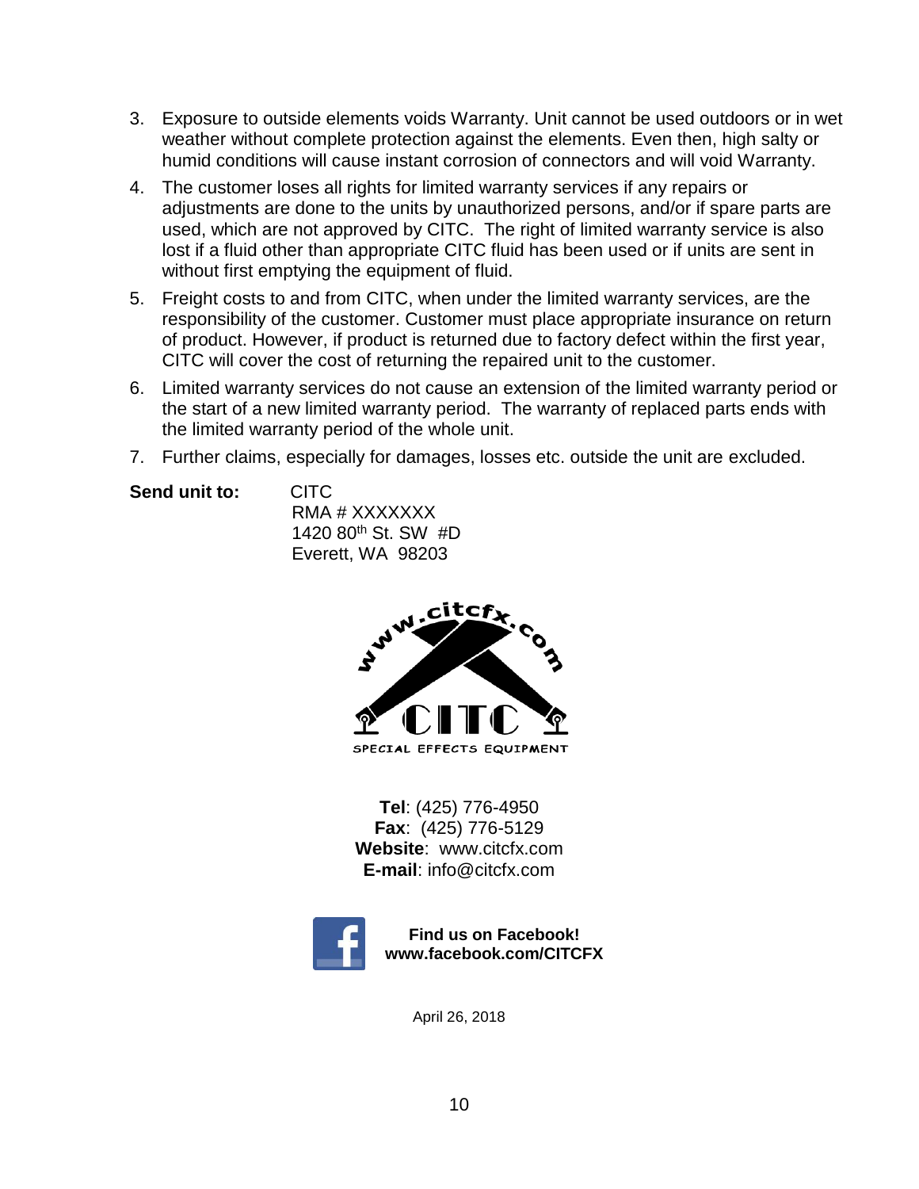3. Exposure to outside elements voids Warranty. Unit cannot be used outdoors or in wet weather without complete protection against the elements. Even then, high salty or humid conditions will cause instant corrosion of connectors and will void Warranty.
4. The customer loses all rights for limited warranty services if any repairs or adjustments are done to the units by unauthorized persons, and/or if spare parts are used, which are not approved by CITC. The right of limited warranty service is also lost if a fluid other than appropriate CITC fluid has been used or if units are sent in without first emptying the equipment of fluid.
5. Freight costs to and from CITC, when under the limited warranty services, are the responsibility of the customer. Customer must place appropriate insurance on return of product. However, if product is returned due to factory defect within the first year, CITC will cover the cost of returning the repaired unit to the customer.
6. Limited warranty services do not cause an extension of the limited warranty period or the start of a new limited warranty period. The warranty of replaced parts ends with the limited warranty period of the whole unit.
7. Further claims, especially for damages, losses etc. outside the unit are excluded.

**Send unit to:** CITC
RMA # XXXXXXX
1420 80th St. SW #D
Everett, WA 98203

www.citcfx.com

CITC

SPECIAL EFFECTS EQUIPMENT

**Tel**: (425) 776-4950
**Fax**: (425) 776-5129
**Website**: www.citcfx.com
**E-mail**: info@citcfx.com

**Find us on Facebook!**
**www.facebook.com/CITCFX**

April 26, 2018